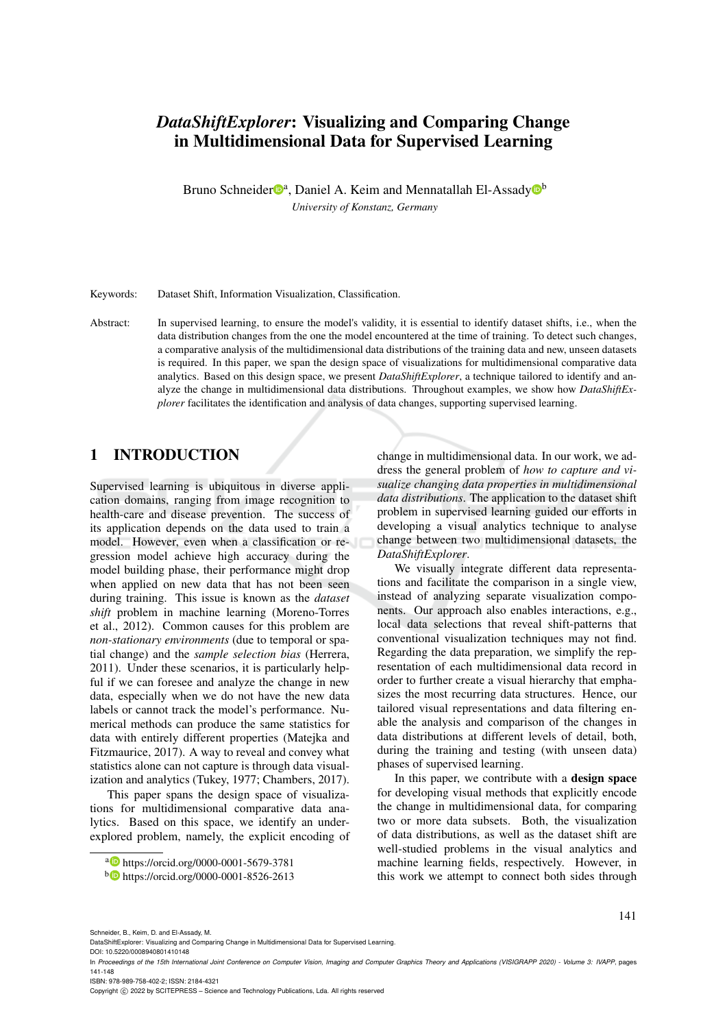# *DataShiftExplorer*: Visualizing and Comparing Change in Multidimensional Data for Supervised Learning

Bruno Schneider[a], Daniel A. Keim and Mennatallah El-Assady[b]

*University of Konstanz, Germany*

Keywords: Dataset Shift, Information Visualization, Classification.

Abstract: In supervised learning, to ensure the model's validity, it is essential to identify dataset shifts, i.e., when the data distribution changes from the one the model encountered at the time of training. To detect such changes, a comparative analysis of the multidimensional data distributions of the training data and new, unseen datasets is required. In this paper, we span the design space of visualizations for multidimensional comparative data analytics. Based on this design space, we present *DataShiftExplorer*, a technique tailored to identify and analyze the change in multidimensional data distributions. Throughout examples, we show how *DataShiftExplorer* facilitates the identification and analysis of data changes, supporting supervised learning.

## 1 INTRODUCTION

Supervised learning is ubiquitous in diverse application domains, ranging from image recognition to health-care and disease prevention. The success of its application depends on the data used to train a model. However, even when a classification or regression model achieve high accuracy during the model building phase, their performance might drop when applied on new data that has not been seen during training. This issue is known as the *dataset shift* problem in machine learning (Moreno-Torres et al., 2012). Common causes for this problem are *non-stationary environments* (due to temporal or spatial change) and the *sample selection bias* (Herrera, 2011). Under these scenarios, it is particularly helpful if we can foresee and analyze the change in new data, especially when we do not have the new data labels or cannot track the model's performance. Numerical methods can produce the same statistics for data with entirely different properties (Matejka and Fitzmaurice, 2017). A way to reveal and convey what statistics alone can not capture is through data visualization and analytics (Tukey, 1977; Chambers, 2017).

This paper spans the design space of visualizations for multidimensional comparative data analytics. Based on this space, we identify an underexplored problem, namely, the explicit encoding of change in multidimensional data. In our work, we address the general problem of *how to capture and visualize changing data properties in multidimensional data distributions*. The application to the dataset shift problem in supervised learning guided our efforts in developing a visual analytics technique to analyse change between two multidimensional datasets, the *DataShiftExplorer*.

We visually integrate different data representations and facilitate the comparison in a single view, instead of analyzing separate visualization components. Our approach also enables interactions, e.g., local data selections that reveal shift-patterns that conventional visualization techniques may not find. Regarding the data preparation, we simplify the representation of each multidimensional data record in order to further create a visual hierarchy that emphasizes the most recurring data structures. Hence, our tailored visual representations and data filtering enable the analysis and comparison of the changes in data distributions at different levels of detail, both, during the training and testing (with unseen data) phases of supervised learning.

In this paper, we contribute with a **design space** for developing visual methods that explicitly encode the change in multidimensional data, for comparing two or more data subsets. Both, the visualization of data distributions, as well as the dataset shift are well-studied problems in the visual analytics and machine learning fields, respectively. However, in this work we attempt to connect both sides through

[a] https://orcid.org/0000-0001-5679-3781
[b] https://orcid.org/0000-0001-8526-2613

Schneider, B., Keim, D. and El-Assady, M.
DataShiftExplorer: Visualizing and Comparing Change in Multidimensional Data for Supervised Learning.
DOI: 10.5220/0008940801410148
In *Proceedings of the 15th International Joint Conference on Computer Vision, Imaging and Computer Graphics Theory and Applications (VISIGRAPP 2020) - Volume 3: IVAPP*, pages 141-148
ISBN: 978-989-758-402-2; ISSN: 2184-4321
Copyright © 2022 by SCITEPRESS – Science and Technology Publications, Lda. All rights reserved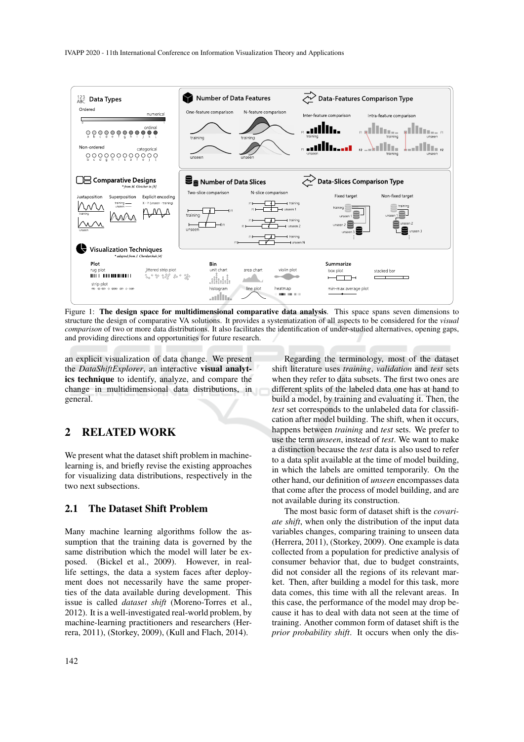Figure 1: **The design space for multidimensional comparative data analysis**. This space spans seven dimensions to structure the design of comparative VA solutions. It provides a systematization of all aspects to be considered for the *visual comparison* of two or more data distributions. It also facilitates the identification of under-studied alternatives, opening gaps, and providing directions and opportunities for future research.

an explicit visualization of data change. We present the *DataShiftExplorer*, an interactive **visual analytics technique** to identify, analyze, and compare the change in multidimensional data distributions, in general.

## 2 RELATED WORK

We present what the dataset shift problem in machine-learning is, and briefly revise the existing approaches for visualizing data distributions, respectively in the two next subsections.

### 2.1 The Dataset Shift Problem

Many machine learning algorithms follow the assumption that the training data is governed by the same distribution which the model will later be exposed. (Bickel et al., 2009). However, in real-life settings, the data a system faces after deployment does not necessarily have the same properties of the data available during development. This issue is called *dataset shift* (Moreno-Torres et al., 2012). It is a well-investigated real-world problem, by machine-learning practitioners and researchers (Herrera, 2011), (Storkey, 2009), (Kull and Flach, 2014).

Regarding the terminology, most of the dataset shift literature uses *training*, *validation* and *test* sets when they refer to data subsets. The first two ones are different splits of the labeled data one has at hand to build a model, by training and evaluating it. Then, the *test* set corresponds to the unlabeled data for classification after model building. The shift, when it occurs, happens between *training* and *test* sets. We prefer to use the term *unseen*, instead of *test*. We want to make a distinction because the *test* data is also used to refer to a data split available at the time of model building, in which the labels are omitted temporarily. On the other hand, our definition of *unseen* encompasses data that come after the process of model building, and are not available during its construction.

The most basic form of dataset shift is the *covariate shift*, when only the distribution of the input data variables changes, comparing training to unseen data (Herrera, 2011), (Storkey, 2009). One example is data collected from a population for predictive analysis of consumer behavior that, due to budget constraints, did not consider all the regions of its relevant market. Then, after building a model for this task, more data comes, this time with all the relevant areas. In this case, the performance of the model may drop because it has to deal with data not seen at the time of training. Another common form of dataset shift is the *prior probability shift*. It occurs when only the dis-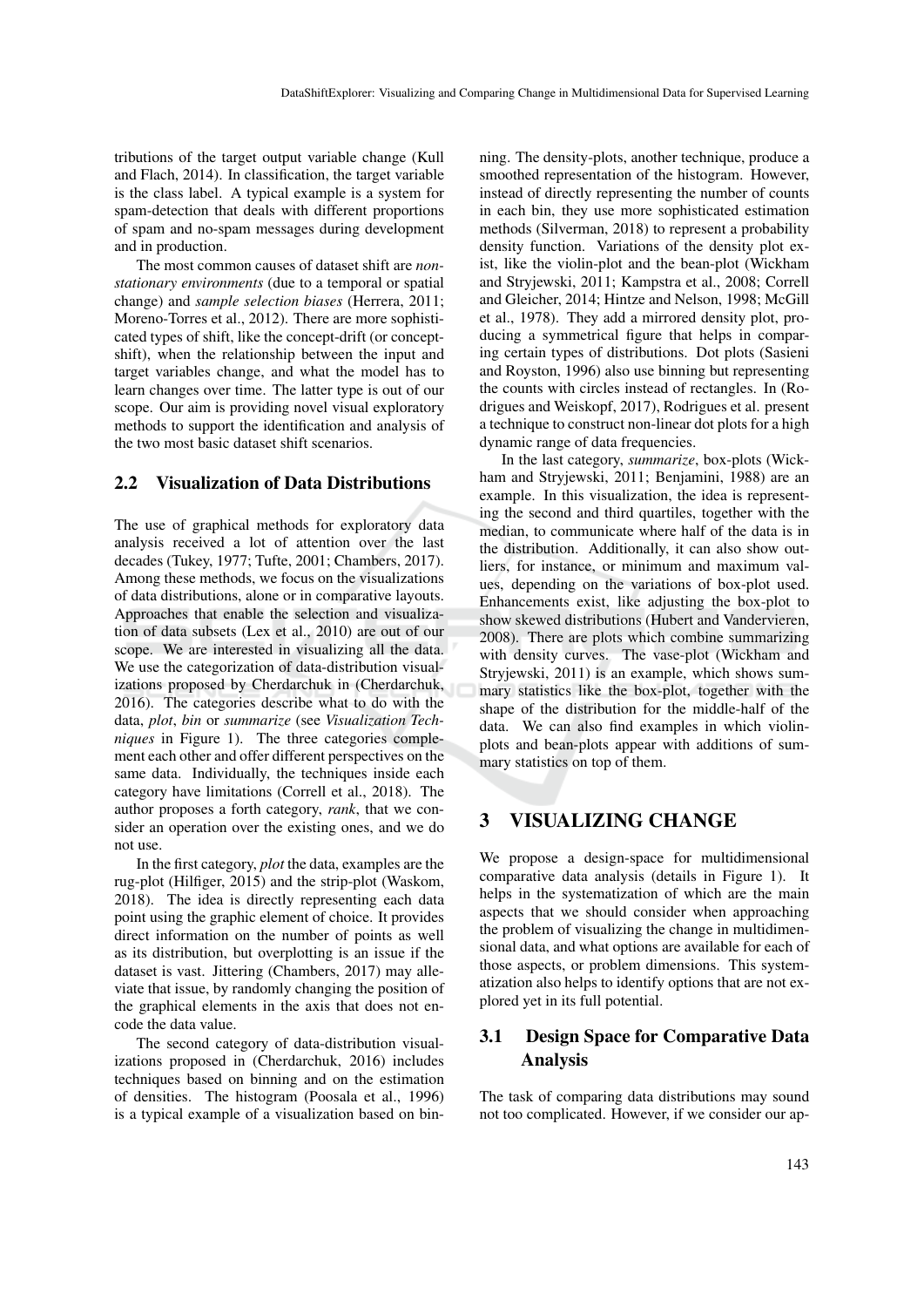tributions of the target output variable change (Kull and Flach, 2014). In classification, the target variable is the class label. A typical example is a system for spam-detection that deals with different proportions of spam and no-spam messages during development and in production.

The most common causes of dataset shift are *non-stationary environments* (due to a temporal or spatial change) and *sample selection biases* (Herrera, 2011; Moreno-Torres et al., 2012). There are more sophisticated types of shift, like the concept-drift (or concept-shift), when the relationship between the input and target variables change, and what the model has to learn changes over time. The latter type is out of our scope. Our aim is providing novel visual exploratory methods to support the identification and analysis of the two most basic dataset shift scenarios.

### 2.2 Visualization of Data Distributions

The use of graphical methods for exploratory data analysis received a lot of attention over the last decades (Tukey, 1977; Tufte, 2001; Chambers, 2017). Among these methods, we focus on the visualizations of data distributions, alone or in comparative layouts. Approaches that enable the selection and visualization of data subsets (Lex et al., 2010) are out of our scope. We are interested in visualizing all the data. We use the categorization of data-distribution visualizations proposed by Cherdarchuk in (Cherdarchuk, 2016). The categories describe what to do with the data, *plot*, *bin* or *summarize* (see *Visualization Techniques* in Figure 1). The three categories complement each other and offer different perspectives on the same data. Individually, the techniques inside each category have limitations (Correll et al., 2018). The author proposes a forth category, *rank*, that we consider an operation over the existing ones, and we do not use.

In the first category, *plot* the data, examples are the rug-plot (Hilfiger, 2015) and the strip-plot (Waskom, 2018). The idea is directly representing each data point using the graphic element of choice. It provides direct information on the number of points as well as its distribution, but overplotting is an issue if the dataset is vast. Jittering (Chambers, 2017) may alleviate that issue, by randomly changing the position of the graphical elements in the axis that does not encode the data value.

The second category of data-distribution visualizations proposed in (Cherdarchuk, 2016) includes techniques based on binning and on the estimation of densities. The histogram (Poosala et al., 1996) is a typical example of a visualization based on binning. The density-plots, another technique, produce a smoothed representation of the histogram. However, instead of directly representing the number of counts in each bin, they use more sophisticated estimation methods (Silverman, 2018) to represent a probability density function. Variations of the density plot exist, like the violin-plot and the bean-plot (Wickham and Stryjewski, 2011; Kampstra et al., 2008; Correll and Gleicher, 2014; Hintze and Nelson, 1998; McGill et al., 1978). They add a mirrored density plot, producing a symmetrical figure that helps in comparing certain types of distributions. Dot plots (Sasieni and Royston, 1996) also use binning but representing the counts with circles instead of rectangles. In (Rodrigues and Weiskopf, 2017), Rodrigues et al. present a technique to construct non-linear dot plots for a high dynamic range of data frequencies.

In the last category, *summarize*, box-plots (Wickham and Stryjewski, 2011; Benjamini, 1988) are an example. In this visualization, the idea is representing the second and third quartiles, together with the median, to communicate where half of the data is in the distribution. Additionally, it can also show outliers, for instance, or minimum and maximum values, depending on the variations of box-plot used. Enhancements exist, like adjusting the box-plot to show skewed distributions (Hubert and Vandervieren, 2008). There are plots which combine summarizing with density curves. The vase-plot (Wickham and Stryjewski, 2011) is an example, which shows summary statistics like the box-plot, together with the shape of the distribution for the middle-half of the data. We can also find examples in which violin-plots and bean-plots appear with additions of summary statistics on top of them.

## 3 VISUALIZING CHANGE

We propose a design-space for multidimensional comparative data analysis (details in Figure 1). It helps in the systematization of which are the main aspects that we should consider when approaching the problem of visualizing the change in multidimensional data, and what options are available for each of those aspects, or problem dimensions. This systematization also helps to identify options that are not explored yet in its full potential.

### 3.1 Design Space for Comparative Data Analysis

The task of comparing data distributions may sound not too complicated. However, if we consider our ap-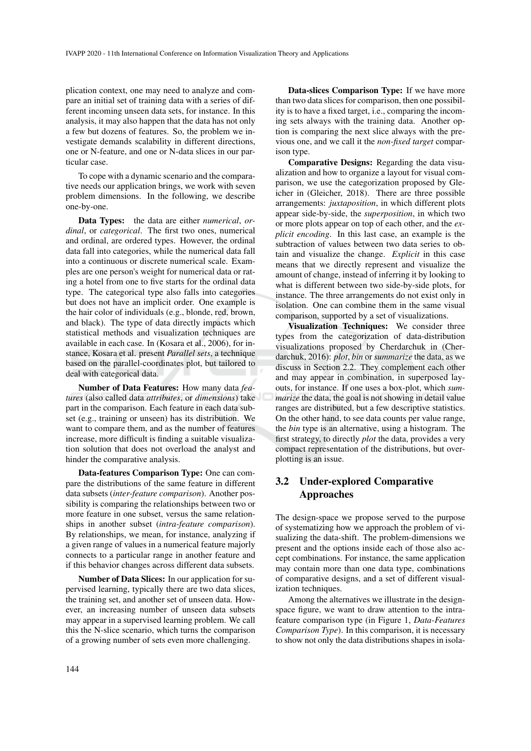plication context, one may need to analyze and compare an initial set of training data with a series of different incoming unseen data sets, for instance. In this analysis, it may also happen that the data has not only a few but dozens of features. So, the problem we investigate demands scalability in different directions, one or N-feature, and one or N-data slices in our particular case.

To cope with a dynamic scenario and the comparative needs our application brings, we work with seven problem dimensions. In the following, we describe one-by-one.

**Data Types:** the data are either *numerical*, *ordinal*, or *categorical*. The first two ones, numerical and ordinal, are ordered types. However, the ordinal data fall into categories, while the numerical data fall into a continuous or discrete numerical scale. Examples are one person's weight for numerical data or rating a hotel from one to five starts for the ordinal data type. The categorical type also falls into categories but does not have an implicit order. One example is the hair color of individuals (e.g., blonde, red, brown, and black). The type of data directly impacts which statistical methods and visualization techniques are available in each case. In (Kosara et al., 2006), for instance, Kosara et al. present *Parallel sets*, a technique based on the parallel-coordinates plot, but tailored to deal with categorical data.

**Number of Data Features:** How many data *features* (also called data *attributes*, or *dimensions*) take part in the comparison. Each feature in each data subset (e.g., training or unseen) has its distribution. We want to compare them, and as the number of features increase, more difficult is finding a suitable visualization solution that does not overload the analyst and hinder the comparative analysis.

**Data-features Comparison Type:** One can compare the distributions of the same feature in different data subsets (*inter-feature comparison*). Another possibility is comparing the relationships between two or more feature in one subset, versus the same relationships in another subset (*intra-feature comparison*). By relationships, we mean, for instance, analyzing if a given range of values in a numerical feature majorly connects to a particular range in another feature and if this behavior changes across different data subsets.

**Number of Data Slices:** In our application for supervised learning, typically there are two data slices, the training set, and another set of unseen data. However, an increasing number of unseen data subsets may appear in a supervised learning problem. We call this the N-slice scenario, which turns the comparison of a growing number of sets even more challenging.

**Data-slices Comparison Type:** If we have more than two data slices for comparison, then one possibility is to have a fixed target, i.e., comparing the incoming sets always with the training data. Another option is comparing the next slice always with the previous one, and we call it the *non-fixed target* comparison type.

**Comparative Designs:** Regarding the data visualization and how to organize a layout for visual comparison, we use the categorization proposed by Gleicher in (Gleicher, 2018). There are three possible arrangements: *juxtaposition*, in which different plots appear side-by-side, the *superposition*, in which two or more plots appear on top of each other, and the *explicit encoding*. In this last case, an example is the subtraction of values between two data series to obtain and visualize the change. *Explicit* in this case means that we directly represent and visualize the amount of change, instead of inferring it by looking to what is different between two side-by-side plots, for instance. The three arrangements do not exist only in isolation. One can combine them in the same visual comparison, supported by a set of visualizations.

**Visualization Techniques:** We consider three types from the categorization of data-distribution visualizations proposed by Cherdarchuk in (Cherdarchuk, 2016): *plot*, *bin* or *summarize* the data, as we discuss in Section 2.2. They complement each other and may appear in combination, in superposed layouts, for instance. If one uses a box-plot, which *summarize* the data, the goal is not showing in detail value ranges are distributed, but a few descriptive statistics. On the other hand, to see data counts per value range, the *bin* type is an alternative, using a histogram. The first strategy, to directly *plot* the data, provides a very compact representation of the distributions, but overplotting is an issue.

## 3.2 Under-explored Comparative Approaches

The design-space we propose served to the purpose of systematizing how we approach the problem of visualizing the data-shift. The problem-dimensions we present and the options inside each of those also accept combinations. For instance, the same application may contain more than one data type, combinations of comparative designs, and a set of different visualization techniques.

Among the alternatives we illustrate in the design-space figure, we want to draw attention to the intra-feature comparison type (in Figure 1, *Data-Features Comparison Type*). In this comparison, it is necessary to show not only the data distributions shapes in isola-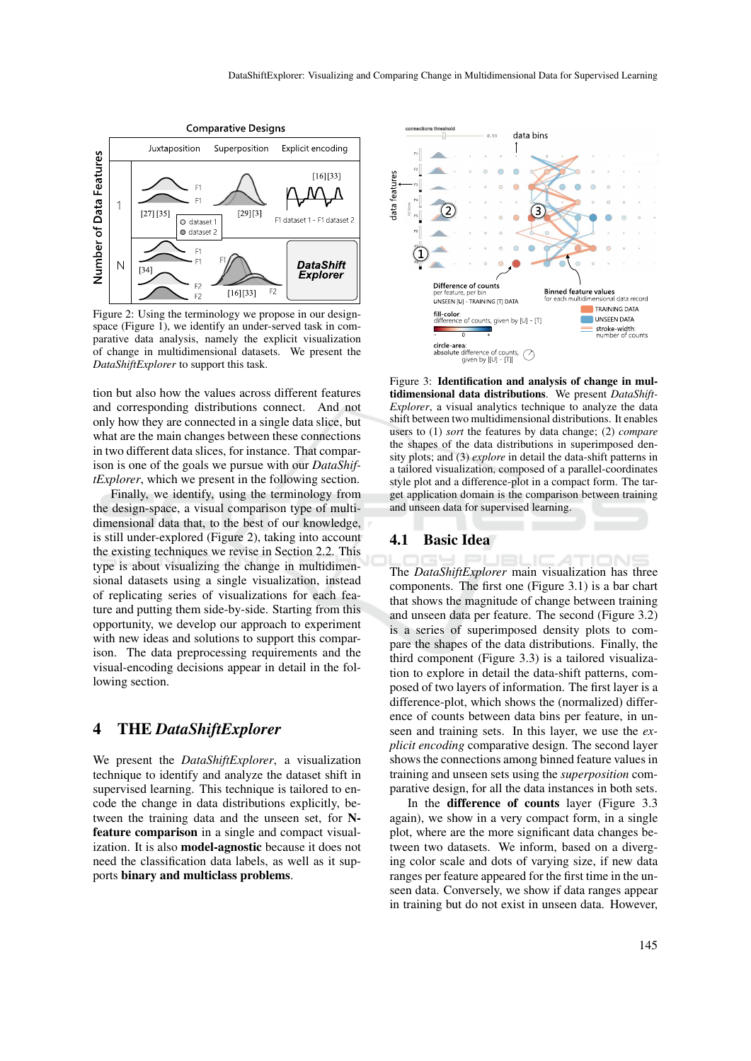Figure 2: Using the terminology we propose in our design-space (Figure 1), we identify an under-served task in comparative data analysis, namely the explicit visualization of change in multidimensional datasets. We present the *DataShiftExplorer* to support this task.

tion but also how the values across different features and corresponding distributions connect. And not only how they are connected in a single data slice, but what are the main changes between these connections in two different data slices, for instance. That comparison is one of the goals we pursue with our *DataShiftExplorer*, which we present in the following section.

Finally, we identify, using the terminology from the design-space, a visual comparison type of multidimensional data that, to the best of our knowledge, is still under-explored (Figure 2), taking into account the existing techniques we revise in Section 2.2. This type is about visualizing the change in multidimensional datasets using a single visualization, instead of replicating series of visualizations for each feature and putting them side-by-side. Starting from this opportunity, we develop our approach to experiment with new ideas and solutions to support this comparison. The data preprocessing requirements and the visual-encoding decisions appear in detail in the following section.

# 4 THE *DataShiftExplorer*

We present the *DataShiftExplorer*, a visualization technique to identify and analyze the dataset shift in supervised learning. This technique is tailored to encode the change in data distributions explicitly, between the training data and the unseen set, for **N-feature comparison** in a single and compact visualization. It is also **model-agnostic** because it does not need the classification data labels, as well as it supports **binary and multiclass problems**.

Figure 3: **Identification and analysis of change in multidimensional data distributions**. We present *DataShiftExplorer*, a visual analytics technique to analyze the data shift between two multidimensional distributions. It enables users to (1) *sort* the features by data change; (2) *compare* the shapes of the data distributions in superimposed density plots; and (3) *explore* in detail the data-shift patterns in a tailored visualization, composed of a parallel-coordinates style plot and a difference-plot in a compact form. The target application domain is the comparison between training and unseen data for supervised learning.

## 4.1 Basic Idea

The *DataShiftExplorer* main visualization has three components. The first one (Figure 3.1) is a bar chart that shows the magnitude of change between training and unseen data per feature. The second (Figure 3.2) is a series of superimposed density plots to compare the shapes of the data distributions. Finally, the third component (Figure 3.3) is a tailored visualization to explore in detail the data-shift patterns, composed of two layers of information. The first layer is a difference-plot, which shows the (normalized) difference of counts between data bins per feature, in unseen and training sets. In this layer, we use the *explicit encoding* comparative design. The second layer shows the connections among binned feature values in training and unseen sets using the *superposition* comparative design, for all the data instances in both sets.

In the **difference of counts** layer (Figure 3.3 again), we show in a very compact form, in a single plot, where are the more significant data changes between two datasets. We inform, based on a diverging color scale and dots of varying size, if new data ranges per feature appeared for the first time in the unseen data. Conversely, we show if data ranges appear in training but do not exist in unseen data. However,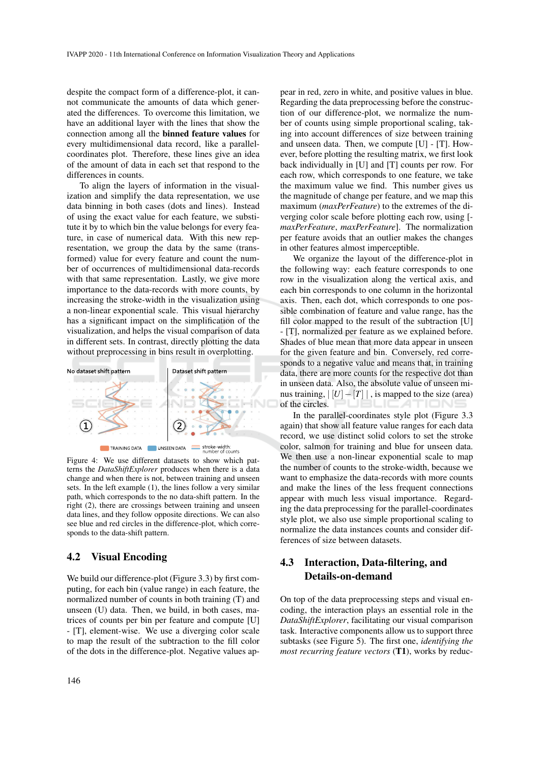despite the compact form of a difference-plot, it cannot communicate the amounts of data which generated the differences. To overcome this limitation, we have an additional layer with the lines that show the connection among all the **binned feature values** for every multidimensional data record, like a parallel-coordinates plot. Therefore, these lines give an idea of the amount of data in each set that respond to the differences in counts.

To align the layers of information in the visualization and simplify the data representation, we use data binning in both cases (dots and lines). Instead of using the exact value for each feature, we substitute it by to which bin the value belongs for every feature, in case of numerical data. With this new representation, we group the data by the same (transformed) value for every feature and count the number of occurrences of multidimensional data-records with that same representation. Lastly, we give more importance to the data-records with more counts, by increasing the stroke-width in the visualization using a non-linear exponential scale. This visual hierarchy has a significant impact on the simplification of the visualization, and helps the visual comparison of the data in different sets. In contrast, directly plotting the data without preprocessing in bins result in overplotting.

Figure 4: We use different datasets to show which patterns the *DataShiftExplorer* produces when there is a data change and when there is not, between training and unseen sets. In the left example (1), the lines follow a very similar path, which corresponds to the no data-shift pattern. In the right (2), there are crossings between training and unseen data lines, and they follow opposite directions. We can also see blue and red circles in the difference-plot, which corresponds to the data-shift pattern.

## 4.2 Visual Encoding

We build our difference-plot (Figure 3.3) by first computing, for each bin (value range) in each feature, the normalized number of counts in both training (T) and unseen (U) data. Then, we build, in both cases, matrices of counts per bin per feature and compute [U] - [T], element-wise. We use a diverging color scale to map the result of the subtraction to the fill color of the dots in the difference-plot. Negative values appear in red, zero in white, and positive values in blue. Regarding the data preprocessing before the construction of our difference-plot, we normalize the number of counts using simple proportional scaling, taking into account differences of size between training and unseen data. Then, we compute [U] - [T]. However, before plotting the resulting matrix, we first look back individually in [U] and [T] counts per row. For each row, which corresponds to one feature, we take the maximum value we find. This number gives us the magnitude of change per feature, and we map this maximum (*maxPerFeature*) to the extremes of the diverging color scale before plotting using [-*maxPerFeature*, *maxPerFeature*]. The normalization per feature avoids that an outlier makes the changes in other features almost imperceptible.

We organize the layout of the difference-plot in the following way: each feature corresponds to one row in the visualization along the vertical axis, and each bin corresponds to one column in the horizontal axis. Then, each dot, which corresponds to one possible combination of feature and value range, has the fill color mapped to the result of the subtraction [U] - [T], normalized per feature as we explained before. Shades of blue mean that more data appear in unseen for the given feature and bin. Conversely, red corresponds to a negative value and means that, in training data, there are more counts for the respective dot than in unseen data. Also, the absolute value of unseen minus training, $|[U]-[T]|$, is mapped to the size (area) of the circles.

In the parallel-coordinates style plot (Figure 3.3 again) that show all feature value ranges for each data record, we use distinct solid colors to set the stroke color, salmon for training and blue for unseen data. We then use a non-linear exponential scale to map the number of counts to the stroke-width, because we want to emphasize the data-records with more counts and make the lines of the less frequent connections appear with much less visual importance. Regarding the data preprocessing for the parallel-coordinates style plot, we also use simple proportional scaling to normalize the data instances counts and consider differences of size between datasets.

## 4.3 Interaction, Data-filtering, and Details-on-demand

On top of the data preprocessing steps and visual encoding, the interaction plays an essential role in the *DataShiftExplorer*, facilitating our visual comparison task. Interactive components allow us to support three subtasks (see Figure 5). The first one, *identifying the most recurring feature vectors* (**T1**), works by reduc-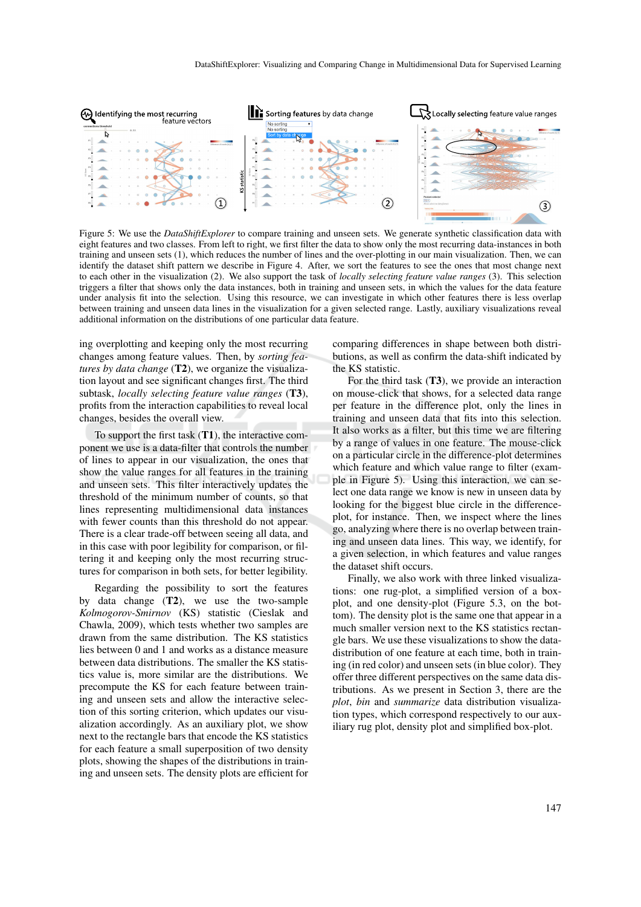Figure 5: We use the *DataShiftExplorer* to compare training and unseen sets. We generate synthetic classification data with eight features and two classes. From left to right, we first filter the data to show only the most recurring data-instances in both training and unseen sets (1), which reduces the number of lines and the over-plotting in our main visualization. Then, we can identify the dataset shift pattern we describe in Figure 4. After, we sort the features to see the ones that most change next to each other in the visualization (2). We also support the task of *locally selecting feature value ranges* (3). This selection triggers a filter that shows only the data instances, both in training and unseen sets, in which the values for the data feature under analysis fit into the selection. Using this resource, we can investigate in which other features there is less overlap between training and unseen data lines in the visualization for a given selected range. Lastly, auxiliary visualizations reveal additional information on the distributions of one particular data feature.

ing overplotting and keeping only the most recurring changes among feature values. Then, by *sorting features by data change* (**T2**), we organize the visualization layout and see significant changes first. The third subtask, *locally selecting feature value ranges* (**T3**), profits from the interaction capabilities to reveal local changes, besides the overall view.

To support the first task (**T1**), the interactive component we use is a data-filter that controls the number of lines to appear in our visualization, the ones that show the value ranges for all features in the training and unseen sets. This filter interactively updates the threshold of the minimum number of counts, so that lines representing multidimensional data instances with fewer counts than this threshold do not appear. There is a clear trade-off between seeing all data, and in this case with poor legibility for comparison, or filtering it and keeping only the most recurring structures for comparison in both sets, for better legibility.

Regarding the possibility to sort the features by data change (**T2**), we use the two-sample *Kolmogorov-Smirnov* (KS) statistic (Cieslak and Chawla, 2009), which tests whether two samples are drawn from the same distribution. The KS statistics lies between 0 and 1 and works as a distance measure between data distributions. The smaller the KS statistics value is, more similar are the distributions. We precompute the KS for each feature between training and unseen sets and allow the interactive selection of this sorting criterion, which updates our visualization accordingly. As an auxiliary plot, we show next to the rectangle bars that encode the KS statistics for each feature a small superposition of two density plots, showing the shapes of the distributions in training and unseen sets. The density plots are efficient for comparing differences in shape between both distributions, as well as confirm the data-shift indicated by the KS statistic.

For the third task (**T3**), we provide an interaction on mouse-click that shows, for a selected data range per feature in the difference plot, only the lines in training and unseen data that fits into this selection. It also works as a filter, but this time we are filtering by a range of values in one feature. The mouse-click on a particular circle in the difference-plot determines which feature and which value range to filter (example in Figure 5). Using this interaction, we can select one data range we know is new in unseen data by looking for the biggest blue circle in the difference-plot, for instance. Then, we inspect where the lines go, analyzing where there is no overlap between training and unseen data lines. This way, we identify, for a given selection, in which features and value ranges the dataset shift occurs.

Finally, we also work with three linked visualizations: one rug-plot, a simplified version of a box-plot, and one density-plot (Figure 5.3, on the bottom). The density plot is the same one that appear in a much smaller version next to the KS statistics rectangle bars. We use these visualizations to show the data-distribution of one feature at each time, both in training (in red color) and unseen sets (in blue color). They offer three different perspectives on the same data distributions. As we present in Section 3, there are the *plot*, *bin* and *summarize* data distribution visualization types, which correspond respectively to our auxiliary rug plot, density plot and simplified box-plot.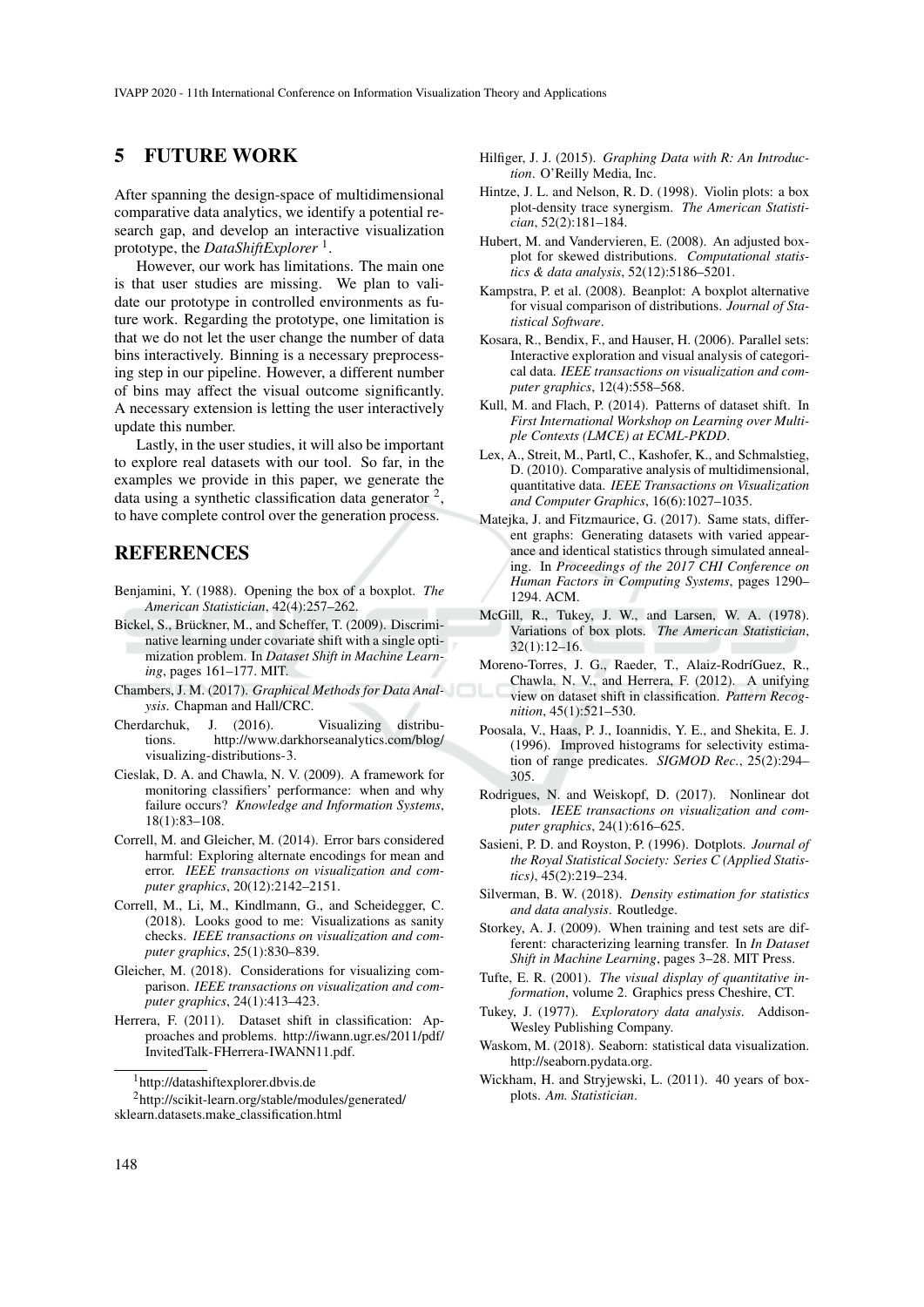## 5 FUTURE WORK

After spanning the design-space of multidimensional comparative data analytics, we identify a potential research gap, and develop an interactive visualization prototype, the *DataShiftExplorer* [1].

However, our work has limitations. The main one is that user studies are missing. We plan to validate our prototype in controlled environments as future work. Regarding the prototype, one limitation is that we do not let the user change the number of data bins interactively. Binning is a necessary preprocessing step in our pipeline. However, a different number of bins may affect the visual outcome significantly. A necessary extension is letting the user interactively update this number.

Lastly, in the user studies, it will also be important to explore real datasets with our tool. So far, in the examples we provide in this paper, we generate the data using a synthetic classification data generator [2], to have complete control over the generation process.

## REFERENCES

Benjamini, Y. (1988). Opening the box of a boxplot. *The American Statistician*, 42(4):257–262.

Bickel, S., Brückner, M., and Scheffer, T. (2009). Discriminative learning under covariate shift with a single optimization problem. In *Dataset Shift in Machine Learning*, pages 161–177. MIT.

Chambers, J. M. (2017). *Graphical Methods for Data Analysis*. Chapman and Hall/CRC.

Cherdarchuk, J. (2016). Visualizing distributions. http://www.darkhorseanalytics.com/blog/visualizing-distributions-3.

Cieslak, D. A. and Chawla, N. V. (2009). A framework for monitoring classifiers' performance: when and why failure occurs? *Knowledge and Information Systems*, 18(1):83–108.

Correll, M. and Gleicher, M. (2014). Error bars considered harmful: Exploring alternate encodings for mean and error. *IEEE transactions on visualization and computer graphics*, 20(12):2142–2151.

Correll, M., Li, M., Kindlmann, G., and Scheidegger, C. (2018). Looks good to me: Visualizations as sanity checks. *IEEE transactions on visualization and computer graphics*, 25(1):830–839.

Gleicher, M. (2018). Considerations for visualizing comparison. *IEEE transactions on visualization and computer graphics*, 24(1):413–423.

Herrera, F. (2011). Dataset shift in classification: Approaches and problems. http://iwann.ugr.es/2011/pdf/InvitedTalk-FHerrera-IWANN11.pdf.

Hilfiger, J. J. (2015). *Graphing Data with R: An Introduction*. O'Reilly Media, Inc.

Hintze, J. L. and Nelson, R. D. (1998). Violin plots: a box plot-density trace synergism. *The American Statistician*, 52(2):181–184.

Hubert, M. and Vandervieren, E. (2008). An adjusted boxplot for skewed distributions. *Computational statistics & data analysis*, 52(12):5186–5201.

Kampstra, P. et al. (2008). Beanplot: A boxplot alternative for visual comparison of distributions. *Journal of Statistical Software*.

Kosara, R., Bendix, F., and Hauser, H. (2006). Parallel sets: Interactive exploration and visual analysis of categorical data. *IEEE transactions on visualization and computer graphics*, 12(4):558–568.

Kull, M. and Flach, P. (2014). Patterns of dataset shift. In *First International Workshop on Learning over Multiple Contexts (LMCE) at ECML-PKDD*.

Lex, A., Streit, M., Partl, C., Kashofer, K., and Schmalstieg, D. (2010). Comparative analysis of multidimensional, quantitative data. *IEEE Transactions on Visualization and Computer Graphics*, 16(6):1027–1035.

Matejka, J. and Fitzmaurice, G. (2017). Same stats, different graphs: Generating datasets with varied appearance and identical statistics through simulated annealing. In *Proceedings of the 2017 CHI Conference on Human Factors in Computing Systems*, pages 1290–1294. ACM.

McGill, R., Tukey, J. W., and Larsen, W. A. (1978). Variations of box plots. *The American Statistician*, 32(1):12–16.

Moreno-Torres, J. G., Raeder, T., Alaiz-RodríGuez, R., Chawla, N. V., and Herrera, F. (2012). A unifying view on dataset shift in classification. *Pattern Recognition*, 45(1):521–530.

Poosala, V., Haas, P. J., Ioannidis, Y. E., and Shekita, E. J. (1996). Improved histograms for selectivity estimation of range predicates. *SIGMOD Rec.*, 25(2):294–305.

Rodrigues, N. and Weiskopf, D. (2017). Nonlinear dot plots. *IEEE transactions on visualization and computer graphics*, 24(1):616–625.

Sasieni, P. D. and Royston, P. (1996). Dotplots. *Journal of the Royal Statistical Society: Series C (Applied Statistics)*, 45(2):219–234.

Silverman, B. W. (2018). *Density estimation for statistics and data analysis*. Routledge.

Storkey, A. J. (2009). When training and test sets are different: characterizing learning transfer. In *In Dataset Shift in Machine Learning*, pages 3–28. MIT Press.

Tufte, E. R. (2001). *The visual display of quantitative information*, volume 2. Graphics press Cheshire, CT.

Tukey, J. (1977). *Exploratory data analysis*. Addison-Wesley Publishing Company.

Waskom, M. (2018). Seaborn: statistical data visualization. http://seaborn.pydata.org.

Wickham, H. and Stryjewski, L. (2011). 40 years of boxplots. *Am. Statistician*.

[1] http://datashiftexplorer.dbvis.de

[2] http://scikit-learn.org/stable/modules/generated/sklearn.datasets.make_classification.html